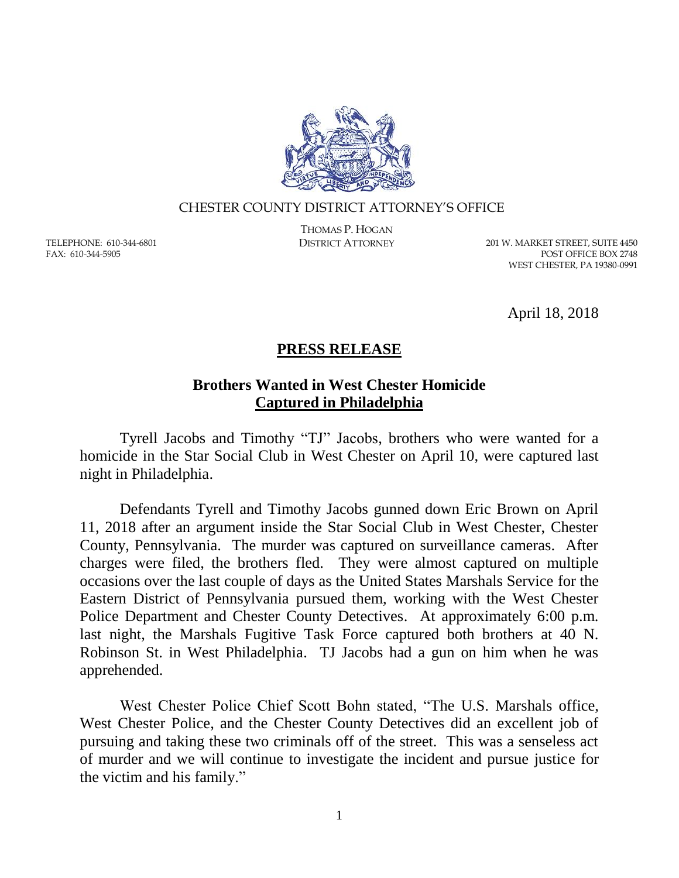CHESTER COUNTY DISTRICT ATTORNEY'S OFFICE

THOMAS P. HOGAN
DISTRICT ATTORNEY

TELEPHONE: 610-344-6801
FAX: 610-344-5905

201 W. MARKET STREET, SUITE 4450
POST OFFICE BOX 2748
WEST CHESTER, PA 19380-0991

April 18, 2018

# PRESS RELEASE

## Brothers Wanted in West Chester Homicide Captured in Philadelphia

Tyrell Jacobs and Timothy "TJ" Jacobs, brothers who were wanted for a homicide in the Star Social Club in West Chester on April 10, were captured last night in Philadelphia.

Defendants Tyrell and Timothy Jacobs gunned down Eric Brown on April 11, 2018 after an argument inside the Star Social Club in West Chester, Chester County, Pennsylvania. The murder was captured on surveillance cameras. After charges were filed, the brothers fled. They were almost captured on multiple occasions over the last couple of days as the United States Marshals Service for the Eastern District of Pennsylvania pursued them, working with the West Chester Police Department and Chester County Detectives. At approximately 6:00 p.m. last night, the Marshals Fugitive Task Force captured both brothers at 40 N. Robinson St. in West Philadelphia. TJ Jacobs had a gun on him when he was apprehended.

West Chester Police Chief Scott Bohn stated, "The U.S. Marshals office, West Chester Police, and the Chester County Detectives did an excellent job of pursuing and taking these two criminals off of the street. This was a senseless act of murder and we will continue to investigate the incident and pursue justice for the victim and his family."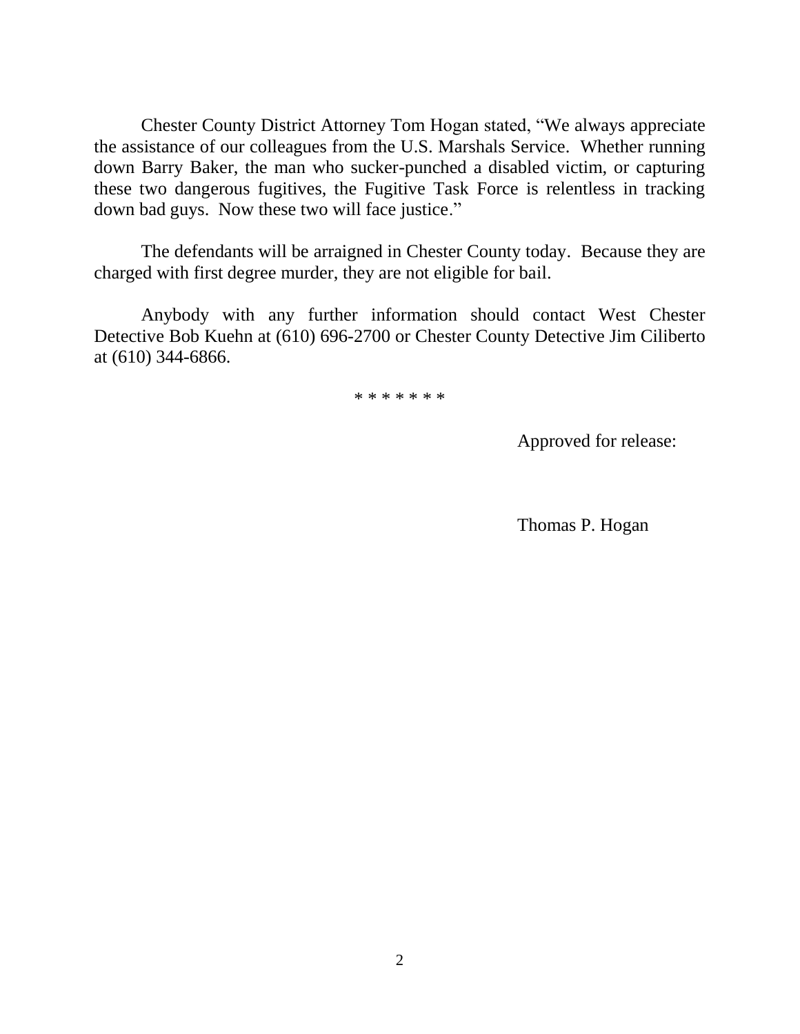Chester County District Attorney Tom Hogan stated, "We always appreciate the assistance of our colleagues from the U.S. Marshals Service. Whether running down Barry Baker, the man who sucker-punched a disabled victim, or capturing these two dangerous fugitives, the Fugitive Task Force is relentless in tracking down bad guys. Now these two will face justice."

The defendants will be arraigned in Chester County today. Because they are charged with first degree murder, they are not eligible for bail.

Anybody with any further information should contact West Chester Detective Bob Kuehn at (610) 696-2700 or Chester County Detective Jim Ciliberto at (610) 344-6866.

\* \* \* \* \* \* \*

Approved for release:

Thomas P. Hogan